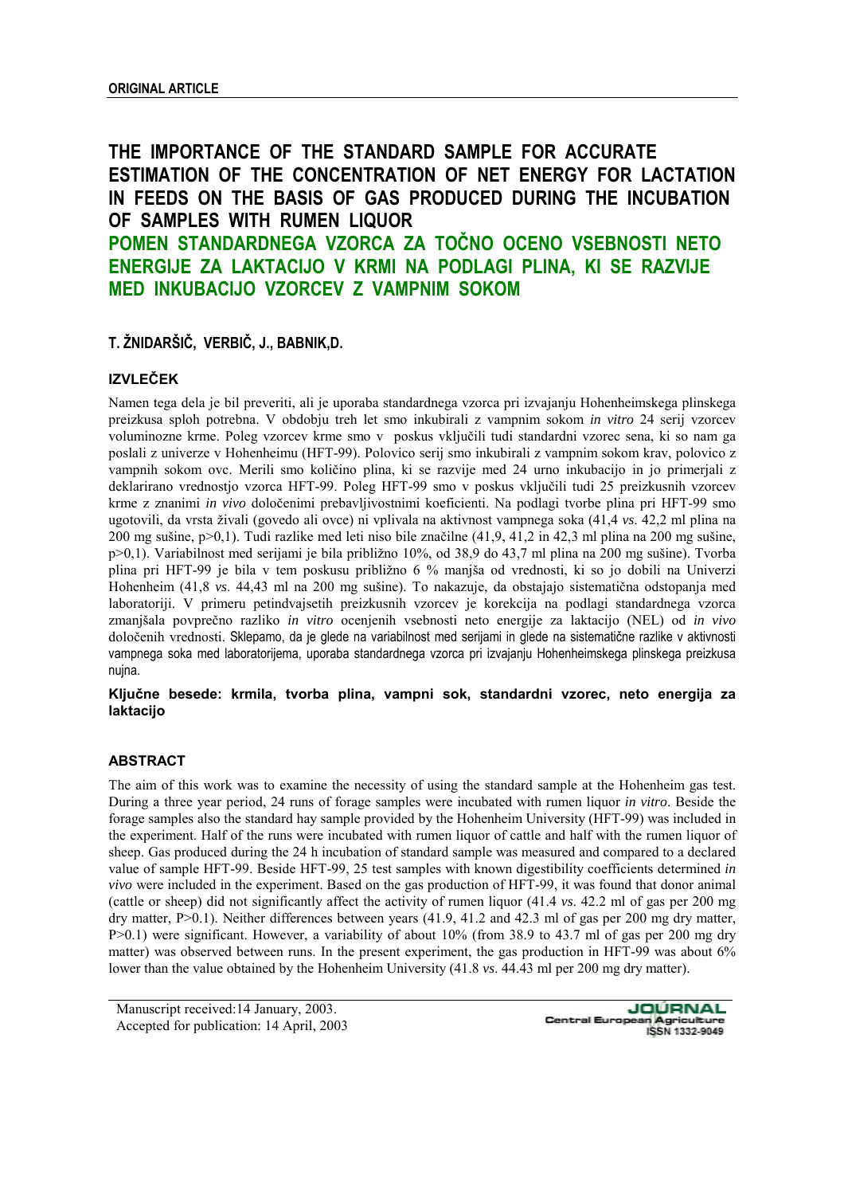**ORIGINAL ARTICLE**

# THE IMPORTANCE OF THE STANDARD SAMPLE FOR ACCURATE ESTIMATION OF THE CONCENTRATION OF NET ENERGY FOR LACTATION IN FEEDS ON THE BASIS OF GAS PRODUCED DURING THE INCUBATION OF SAMPLES WITH RUMEN LIQUOR

# POMEN STANDARDNEGA VZORCA ZA TOČNO OCENO VSEBNOSTI NETO ENERGIJE ZA LAKTACIJO V KRMI NA PODLAGI PLINA, KI SE RAZVIJE MED INKUBACIJO VZORCEV Z VAMPNIM SOKOM

**T. ŽNIDARŠIČ, VERBIČ, J., BABNIK,D.**

## IZVLEČEK

Namen tega dela je bil preveriti, ali je uporaba standardnega vzorca pri izvajanju Hohenheimskega plinskega preizkusa sploh potrebna. V obdobju treh let smo inkubirali z vampnim sokom *in vitro* 24 serij vzorcev voluminozne krme. Poleg vzorcev krme smo v poskus vključili tudi standardni vzorec sena, ki so nam ga poslali z univerze v Hohenheimu (HFT-99). Polovico serij smo inkubirali z vampnim sokom krav, polovico z vampnih sokom ovc. Merili smo količino plina, ki se razvije med 24 urno inkubacijo in jo primerjali z deklarirano vrednostjo vzorca HFT-99. Poleg HFT-99 smo v poskus vključili tudi 25 preizkusnih vzorcev krme z znanimi *in vivo* določenimi prebavljivostnimi koeficienti. Na podlagi tvorbe plina pri HFT-99 smo ugotovili, da vrsta živali (govedo ali ovce) ni vplivala na aktivnost vampnega soka (41,4 *vs.* 42,2 ml plina na 200 mg sušine, p>0,1). Tudi razlike med leti niso bile značilne (41,9, 41,2 in 42,3 ml plina na 200 mg sušine, p>0,1). Variabilnost med serijami je bila približno 10%, od 38,9 do 43,7 ml plina na 200 mg sušine). Tvorba plina pri HFT-99 je bila v tem poskusu približno 6 % manjša od vrednosti, ki so jo dobili na Univerzi Hohenheim (41,8 *vs.* 44,43 ml na 200 mg sušine). To nakazuje, da obstajajo sistematična odstopanja med laboratoriji. V primeru petindvajsetih preizkusnih vzorcev je korekcija na podlagi standardnega vzorca zmanjšala povprečno razliko *in vitro* ocenjenih vsebnosti neto energije za laktacijo (NEL) od *in vivo* določenih vrednosti. Sklepamo, da je glede na variabilnost med serijami in glede na sistematične razlike v aktivnosti vampnega soka med laboratorijema, uporaba standardnega vzorca pri izvajanju Hohenheimskega plinskega preizkusa nujna.

**Ključne besede: krmila, tvorba plina, vampni sok, standardni vzorec, neto energija za laktacijo**

## ABSTRACT

The aim of this work was to examine the necessity of using the standard sample at the Hohenheim gas test. During a three year period, 24 runs of forage samples were incubated with rumen liquor *in vitro*. Beside the forage samples also the standard hay sample provided by the Hohenheim University (HFT-99) was included in the experiment. Half of the runs were incubated with rumen liquor of cattle and half with the rumen liquor of sheep. Gas produced during the 24 h incubation of standard sample was measured and compared to a declared value of sample HFT-99. Beside HFT-99, 25 test samples with known digestibility coefficients determined *in vivo* were included in the experiment. Based on the gas production of HFT-99, it was found that donor animal (cattle or sheep) did not significantly affect the activity of rumen liquor (41.4 *vs.* 42.2 ml of gas per 200 mg dry matter, P>0.1). Neither differences between years (41.9, 41.2 and 42.3 ml of gas per 200 mg dry matter, P>0.1) were significant. However, a variability of about 10% (from 38.9 to 43.7 ml of gas per 200 mg dry matter) was observed between runs. In the present experiment, the gas production in HFT-99 was about 6% lower than the value obtained by the Hohenheim University (41.8 *vs.* 44.43 ml per 200 mg dry matter).

Manuscript received:14 January, 2003.
Accepted for publication: 14 April, 2003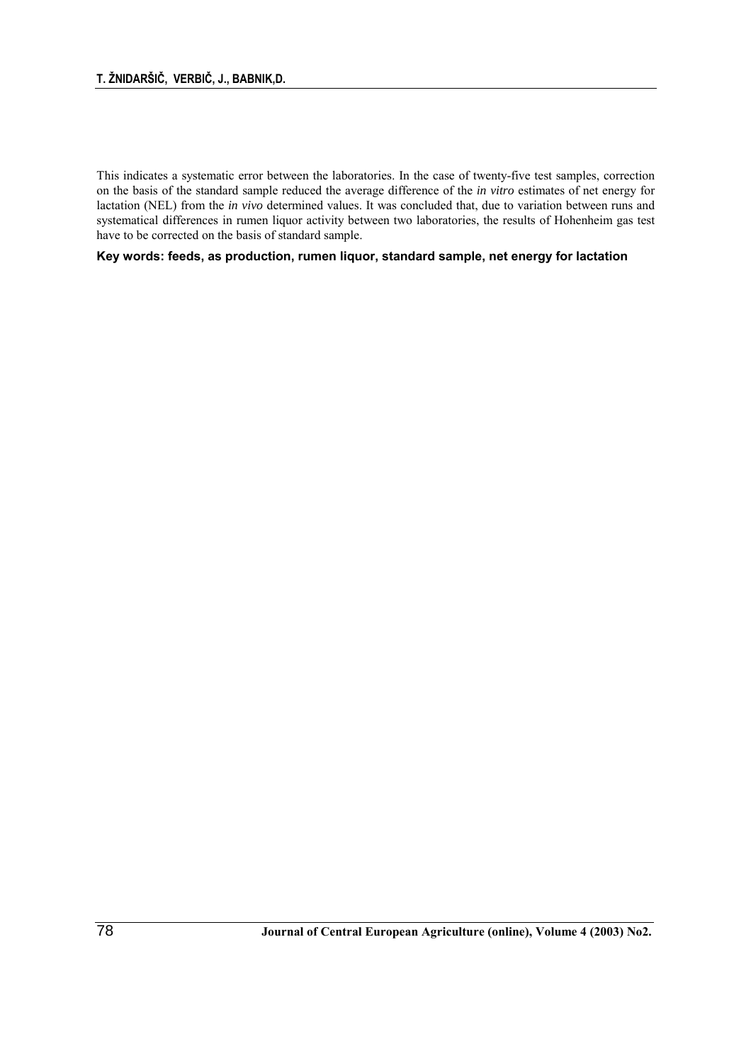This indicates a systematic error between the laboratories. In the case of twenty-five test samples, correction on the basis of the standard sample reduced the average difference of the *in vitro* estimates of net energy for lactation (NEL) from the *in vivo* determined values. It was concluded that, due to variation between runs and systematical differences in rumen liquor activity between two laboratories, the results of Hohenheim gas test have to be corrected on the basis of standard sample.

**Key words: feeds, as production, rumen liquor, standard sample, net energy for lactation**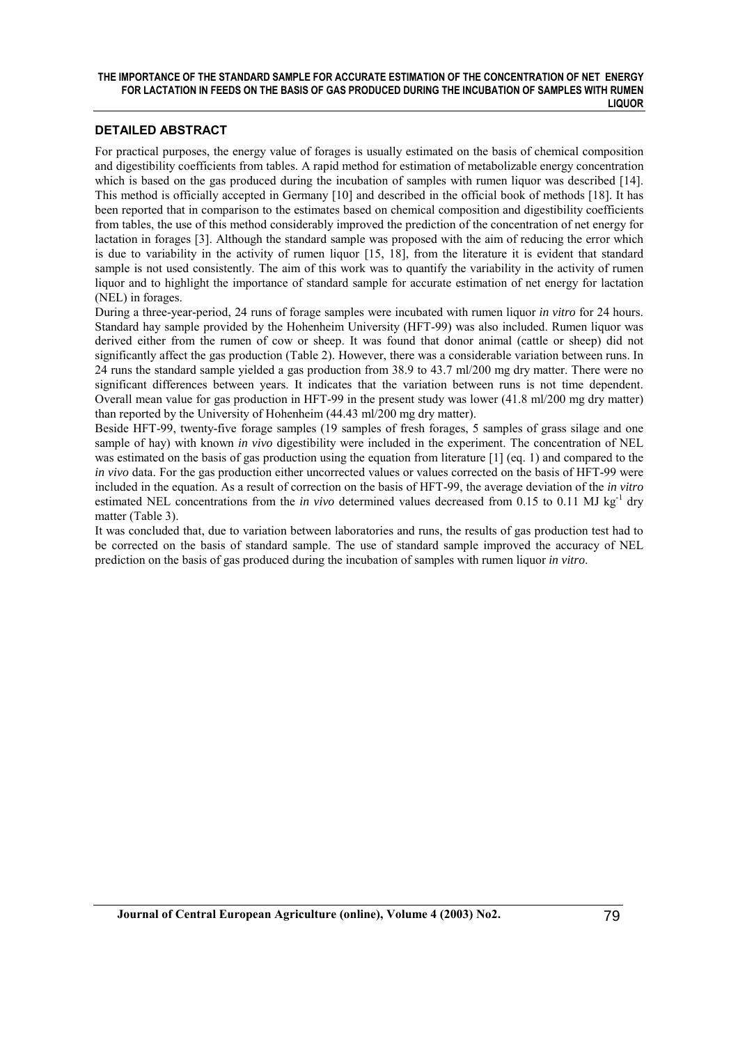## DETAILED ABSTRACT

For practical purposes, the energy value of forages is usually estimated on the basis of chemical composition and digestibility coefficients from tables. A rapid method for estimation of metabolizable energy concentration which is based on the gas produced during the incubation of samples with rumen liquor was described [14]. This method is officially accepted in Germany [10] and described in the official book of methods [18]. It has been reported that in comparison to the estimates based on chemical composition and digestibility coefficients from tables, the use of this method considerably improved the prediction of the concentration of net energy for lactation in forages [3]. Although the standard sample was proposed with the aim of reducing the error which is due to variability in the activity of rumen liquor [15, 18], from the literature it is evident that standard sample is not used consistently. The aim of this work was to quantify the variability in the activity of rumen liquor and to highlight the importance of standard sample for accurate estimation of net energy for lactation (NEL) in forages.

During a three-year-period, 24 runs of forage samples were incubated with rumen liquor *in vitro* for 24 hours. Standard hay sample provided by the Hohenheim University (HFT-99) was also included. Rumen liquor was derived either from the rumen of cow or sheep. It was found that donor animal (cattle or sheep) did not significantly affect the gas production (Table 2). However, there was a considerable variation between runs. In 24 runs the standard sample yielded a gas production from 38.9 to 43.7 ml/200 mg dry matter. There were no significant differences between years. It indicates that the variation between runs is not time dependent. Overall mean value for gas production in HFT-99 in the present study was lower (41.8 ml/200 mg dry matter) than reported by the University of Hohenheim (44.43 ml/200 mg dry matter).

Beside HFT-99, twenty-five forage samples (19 samples of fresh forages, 5 samples of grass silage and one sample of hay) with known *in vivo* digestibility were included in the experiment. The concentration of NEL was estimated on the basis of gas production using the equation from literature [1] (eq. 1) and compared to the *in vivo* data. For the gas production either uncorrected values or values corrected on the basis of HFT-99 were included in the equation. As a result of correction on the basis of HFT-99, the average deviation of the *in vitro* estimated NEL concentrations from the *in vivo* determined values decreased from 0.15 to 0.11 MJ $kg^{-1}$ dry matter (Table 3).

It was concluded that, due to variation between laboratories and runs, the results of gas production test had to be corrected on the basis of standard sample. The use of standard sample improved the accuracy of NEL prediction on the basis of gas produced during the incubation of samples with rumen liquor *in vitro*.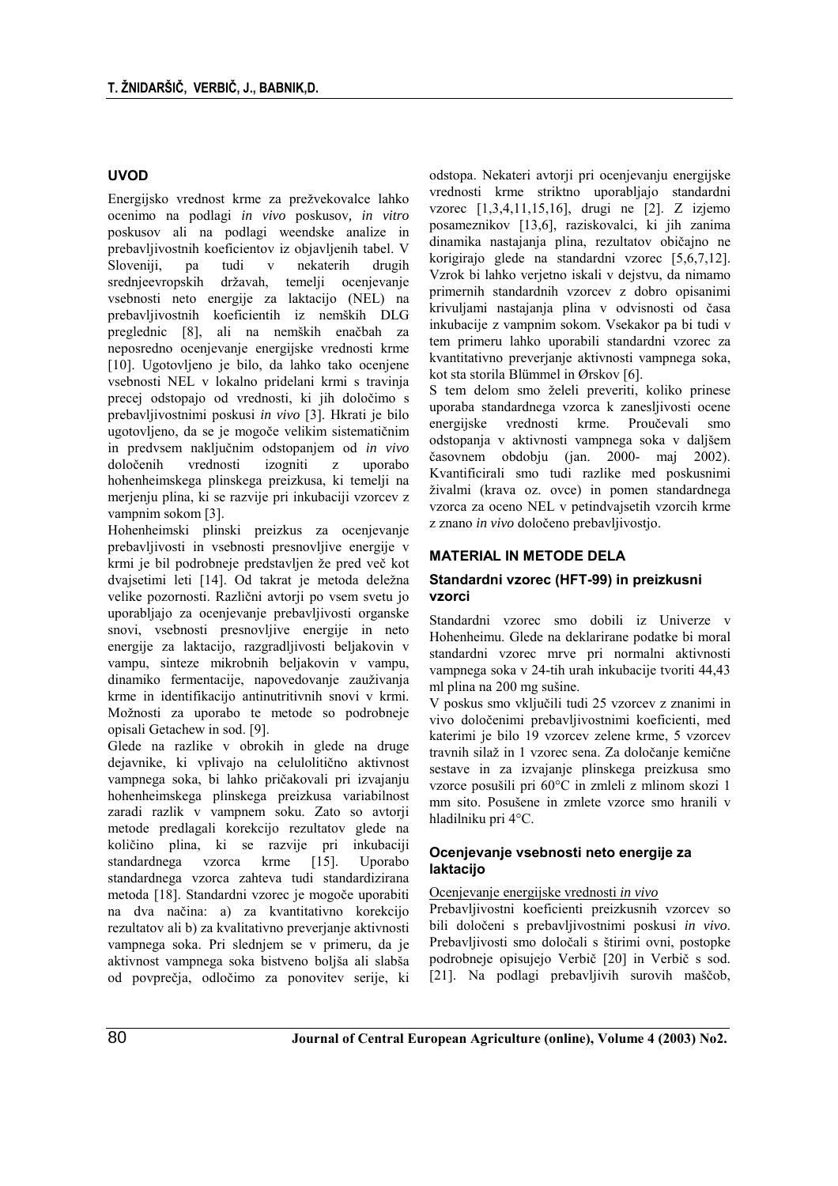## UVOD

Energijsko vrednost krme za prežvekovalce lahko ocenimo na podlagi *in vivo* poskusov*, in vitro* poskusov ali na podlagi weendske analize in prebavljivostnih koeficientov iz objavljenih tabel. V Sloveniji, pa tudi v nekaterih drugih srednjeevropskih državah, temelji ocenjevanje vsebnosti neto energije za laktacijo (NEL) na prebavljivostnih koeficientih iz nemških DLG preglednic [8], ali na nemških enačbah za neposredno ocenjevanje energijske vrednosti krme [10]. Ugotovljeno je bilo, da lahko tako ocenjene vsebnosti NEL v lokalno pridelani krmi s travinja precej odstopajo od vrednosti, ki jih določimo s prebavljivostnimi poskusi *in vivo* [3]. Hkrati je bilo ugotovljeno, da se je mogoče velikim sistematičnim in predvsem naključnim odstopanjem od *in vivo* določenih vrednosti izogniti z uporabo hohenheimskega plinskega preizkusa, ki temelji na merjenju plina, ki se razvije pri inkubaciji vzorcev z vampnim sokom [3].

Hohenheimski plinski preizkus za ocenjevanje prebavljivosti in vsebnosti presnovljive energije v krmi je bil podrobneje predstavljen že pred več kot dvajsetimi leti [14]. Od takrat je metoda deležna velike pozornosti. Različni avtorji po vsem svetu jo uporabljajo za ocenjevanje prebavljivosti organske snovi, vsebnosti presnovljive energije in neto energije za laktacijo, razgradljivosti beljakovin v vampu, sinteze mikrobnih beljakovin v vampu, dinamiko fermentacije, napovedovanje zauživanja krme in identifikacijo antinutritivnih snovi v krmi. Možnosti za uporabo te metode so podrobneje opisali Getachew in sod. [9].

Glede na razlike v obrokih in glede na druge dejavnike, ki vplivajo na celulolitično aktivnost vampnega soka, bi lahko pričakovali pri izvajanju hohenheimskega plinskega preizkusa variabilnost zaradi razlik v vampnem soku. Zato so avtorji metode predlagali korekcijo rezultatov glede na količino plina, ki se razvije pri inkubaciji standardnega vzorca krme [15]. Uporabo standardnega vzorca zahteva tudi standardizirana metoda [18]. Standardni vzorec je mogoče uporabiti na dva načina: a) za kvantitativno korekcijo rezultatov ali b) za kvalitativno preverjanje aktivnosti vampnega soka. Pri slednjem se v primeru, da je aktivnost vampnega soka bistveno boljša ali slabša od povprečja, odločimo za ponovitev serije, ki odstopa. Nekateri avtorji pri ocenjevanju energijske vrednosti krme striktno uporabljajo standardni vzorec [1,3,4,11,15,16], drugi ne [2]. Z izjemo posameznikov [13,6], raziskovalci, ki jih zanima dinamika nastajanja plina, rezultatov običajno ne korigirajo glede na standardni vzorec [5,6,7,12]. Vzrok bi lahko verjetno iskali v dejstvu, da nimamo primernih standardnih vzorcev z dobro opisanimi krivuljami nastajanja plina v odvisnosti od časa inkubacije z vampnim sokom. Vsekakor pa bi tudi v tem primeru lahko uporabili standardni vzorec za kvantitativno preverjanje aktivnosti vampnega soka, kot sta storila Blümmel in Ørskov [6].

S tem delom smo želeli preveriti, koliko prinese uporaba standardnega vzorca k zanesljivosti ocene energijske vrednosti krme. Proučevali smo odstopanja v aktivnosti vampnega soka v daljšem časovnem obdobju (jan. 2000- maj 2002). Kvantificirali smo tudi razlike med poskusnimi živalmi (krava oz. ovce) in pomen standardnega vzorca za oceno NEL v petindvajsetih vzorcih krme z znano *in vivo* določeno prebavljivostjo.

## MATERIAL IN METODE DELA

### Standardni vzorec (HFT-99) in preizkusni vzorci

Standardni vzorec smo dobili iz Univerze v Hohenheimu. Glede na deklarirane podatke bi moral standardni vzorec mrve pri normalni aktivnosti vampnega soka v 24-tih urah inkubacije tvoriti 44,43 ml plina na 200 mg sušine.

V poskus smo vključili tudi 25 vzorcev z znanimi in vivo določenimi prebavljivostnimi koeficienti, med katerimi je bilo 19 vzorcev zelene krme, 5 vzorcev travnih silaž in 1 vzorec sena. Za določanje kemične sestave in za izvajanje plinskega preizkusa smo vzorce posušili pri 60°C in zmleli z mlinom skozi 1 mm sito. Posušene in zmlete vzorce smo hranili v hladilniku pri 4°C.

### Ocenjevanje vsebnosti neto energije za laktacijo

Ocenjevanje energijske vrednosti *in vivo*

Prebavljivostni koeficienti preizkusnih vzorcev so bili določeni s prebavljivostnimi poskusi *in vivo*. Prebavljivosti smo določali s štirimi ovni, postopke podrobneje opisujejo Verbič [20] in Verbič s sod. [21]. Na podlagi prebavljivih surovih maščob,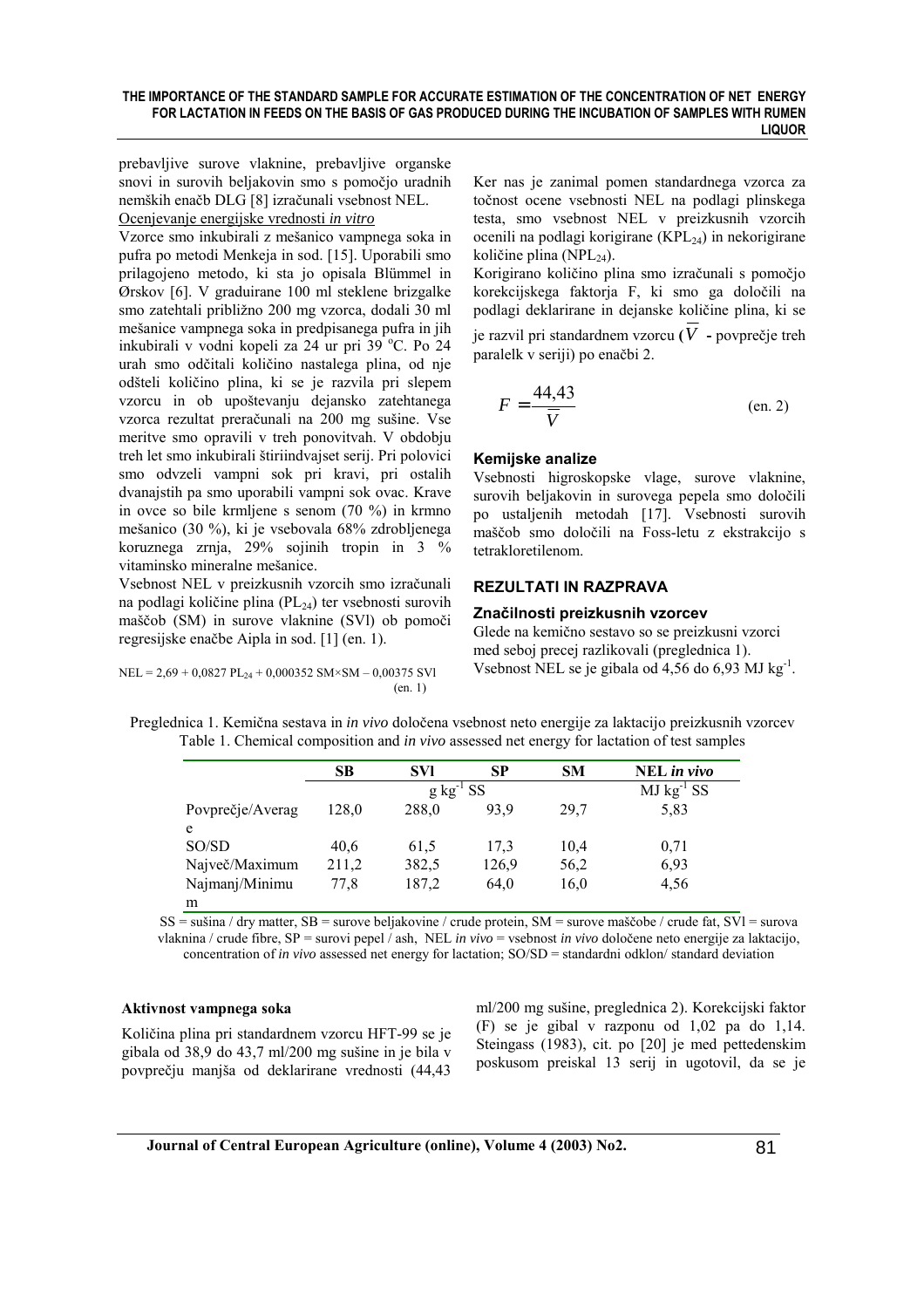prebavljive surove vlaknine, prebavljive organske snovi in surovih beljakovin smo s pomočjo uradnih nemških enačb DLG [8] izračunali vsebnost NEL.

Ocenjevanje energijske vrednosti *in vitro*

Vzorce smo inkubirali z mešanico vampnega soka in pufra po metodi Menkeja in sod. [15]. Uporabili smo prilagojeno metodo, ki sta jo opisala Blümmel in Ørskov [6]. V graduirane 100 ml steklene brizgalke smo zatehtali približno 200 mg vzorca, dodali 30 ml mešanice vampnega soka in predpisanega pufra in jih inkubirali v vodni kopeli za 24 ur pri 39 °C. Po 24 urah smo odčitali količino nastalega plina, od nje odšteli količino plina, ki se je razvila pri slepem vzorcu in ob upoštevanju dejansko zatehtanega vzorca rezultat preračunali na 200 mg sušine. Vse meritve smo opravili v treh ponovitvah. V obdobju treh let smo inkubirali štiriindvajset serij. Pri polovici smo odvzeli vampni sok pri kravi, pri ostalih dvanajstih pa smo uporabili vampni sok ovac. Krave in ovce so bile krmljene s senom (70 %) in krmno mešanico (30 %), ki je vsebovala 68% zdrobljenega koruznega zrnja, 29% sojinih tropin in 3 % vitaminsko mineralne mešanice.

Vsebnost NEL v preizkusnih vzorcih smo izračunali na podlagi količine plina ($PL_{24}$) ter vsebnosti surovih maščob (SM) in surove vlaknine (SVl) ob pomoči regresijske enačbe Aipla in sod. [1] (en. 1).

$$NEL = 2{,}69 + 0{,}0827\ PL_{24} + 0{,}000352\ SM \times SM - 0{,}00375\ SVl \quad \text{(en. 1)}$$

Ker nas je zanimal pomen standardnega vzorca za točnost ocene vsebnosti NEL na podlagi plinskega testa, smo vsebnost NEL v preizkusnih vzorcih ocenili na podlagi korigirane ($KPL_{24}$) in nekorigirane količine plina ($NPL_{24}$).

Korigirano količino plina smo izračunali s pomočjo korekcijskega faktorja F, ki smo ga določili na podlagi deklarirane in dejanske količine plina, ki se je razvil pri standardnem vzorcu ($\overline{V}$ - povprečje treh paralelk v seriji) po enačbi 2.

$$F = \frac{44{,}43}{\overline{V}} \quad \text{(en. 2)}$$

### Kemijske analize

Vsebnosti higroskopske vlage, surove vlaknine, surovih beljakovin in surovega pepela smo določili po ustaljenih metodah [17]. Vsebnosti surovih maščob smo določili na Foss-letu z ekstrakcijo s tetrakloretilenom.

## REZULTATI IN RAZPRAVA

### Značilnosti preizkusnih vzorcev

Glede na kemično sestavo so se preizkusni vzorci med seboj precej razlikovali (preglednica 1). Vsebnost NEL se je gibala od 4,56 do 6,93 MJ $kg^{-1}$.

Preglednica 1. Kemična sestava in *in vivo* določena vsebnost neto energije za laktacijo preizkusnih vzorcev
Table 1. Chemical composition and *in vivo* assessed net energy for lactation of test samples

| | SB | SVl | SP | SM | NEL *in vivo* |
|---|---|---|---|---|---|
| | g $kg^{-1}$ SS | | | | MJ $kg^{-1}$ SS |
| Povprečje/Average | 128,0 | 288,0 | 93,9 | 29,7 | 5,83 |
| SO/SD | 40,6 | 61,5 | 17,3 | 10,4 | 0,71 |
| Največ/Maximum | 211,2 | 382,5 | 126,9 | 56,2 | 6,93 |
| Najmanj/Minimum | 77,8 | 187,2 | 64,0 | 16,0 | 4,56 |

SS = sušina / dry matter, SB = surove beljakovine / crude protein, SM = surove maščobe / crude fat, SVl = surova vlaknina / crude fibre, SP = surovi pepel / ash, NEL *in vivo* = vsebnost *in vivo* določene neto energije za laktacijo, concentration of *in vivo* assessed net energy for lactation; SO/SD = standardni odklon/ standard deviation

#### Aktivnost vampnega soka

Količina plina pri standardnem vzorcu HFT-99 se je gibala od 38,9 do 43,7 ml/200 mg sušine in je bila v povprečju manjša od deklarirane vrednosti (44,43 ml/200 mg sušine, preglednica 2). Korekcijski faktor (F) se je gibal v razponu od 1,02 pa do 1,14. Steingass (1983), cit. po [20] je med pettedenskim poskusom preiskal 13 serij in ugotovil, da se je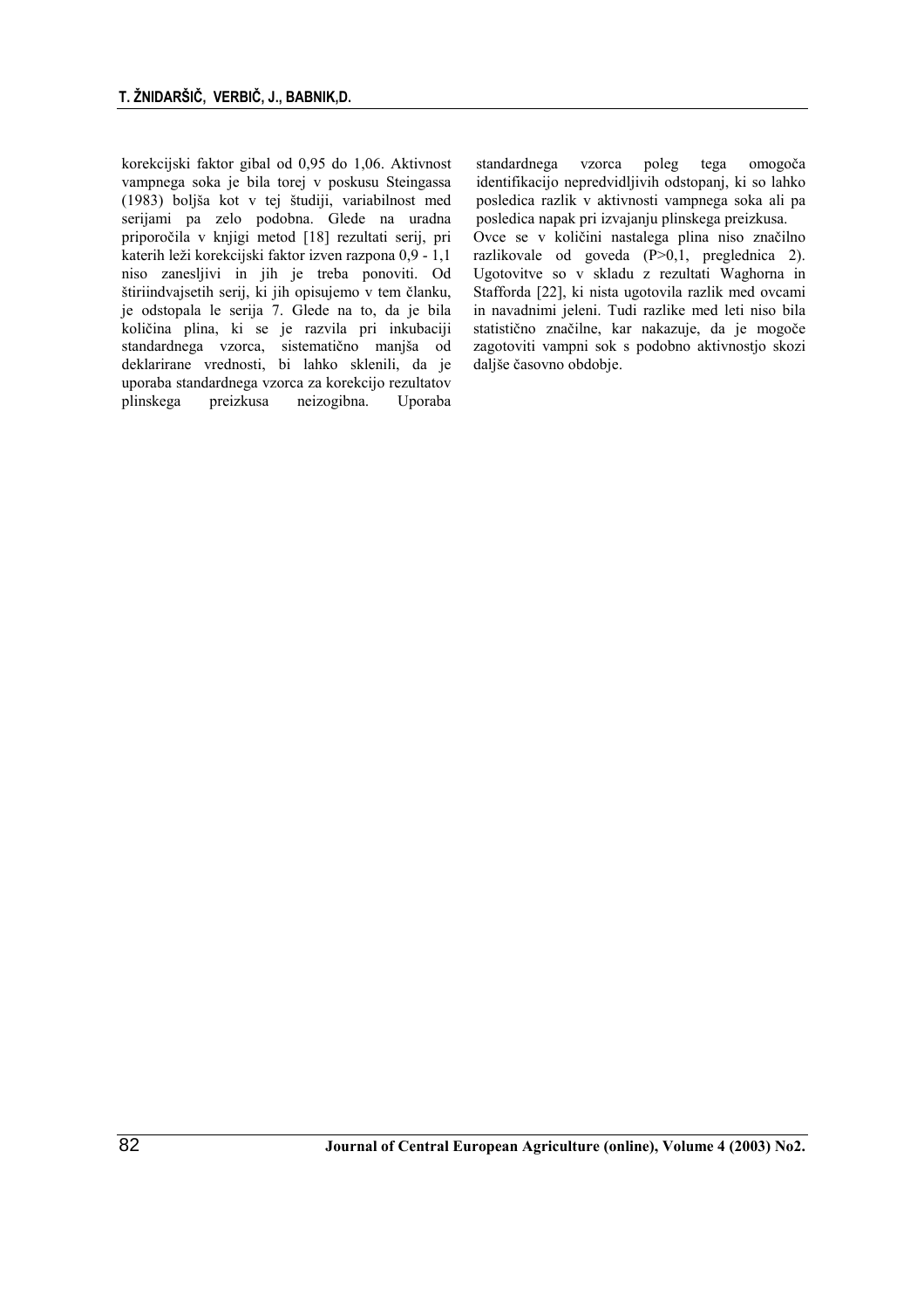korekcijski faktor gibal od 0,95 do 1,06. Aktivnost vampnega soka je bila torej v poskusu Steingassa (1983) boljša kot v tej študiji, variabilnost med serijami pa zelo podobna. Glede na uradna priporočila v knjigi metod [18] rezultati serij, pri katerih leži korekcijski faktor izven razpona 0,9 - 1,1 niso zanesljivi in jih je treba ponoviti. Od štiriindvajsetih serij, ki jih opisujemo v tem članku, je odstopala le serija 7. Glede na to, da je bila količina plina, ki se je razvila pri inkubaciji standardnega vzorca, sistematično manjša od deklarirane vrednosti, bi lahko sklenili, da je uporaba standardnega vzorca za korekcijo rezultatov plinskega preizkusa neizogibna. Uporaba standardnega vzorca poleg tega omogoča identifikacijo nepredvidljivih odstopanj, ki so lahko posledica razlik v aktivnosti vampnega soka ali pa posledica napak pri izvajanju plinskega preizkusa.

Ovce se v količini nastalega plina niso značilno razlikovale od goveda (P>0,1, preglednica 2). Ugotovitve so v skladu z rezultati Waghorna in Stafforda [22], ki nista ugotovila razlik med ovcami in navadnimi jeleni. Tudi razlike med leti niso bila statistično značilne, kar nakazuje, da je mogoče zagotoviti vampni sok s podobno aktivnostjo skozi daljše časovno obdobje.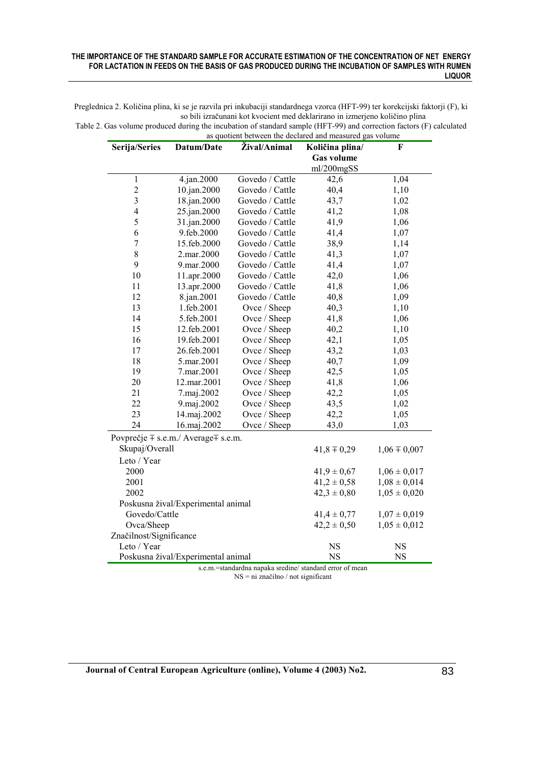Preglednica 2. Količina plina, ki se je razvila pri inkubaciji standardnega vzorca (HFT-99) ter korekcijski faktorji (F), ki so bili izračunani kot kvocient med deklarirano in izmerjeno količino plina

Table 2. Gas volume produced during the incubation of standard sample (HFT-99) and correction factors (F) calculated as quotient between the declared and measured gas volume

| Serija/Series | Datum/Date | Žival/Animal | Količina plina/ Gas volume ml/200mgSS | F |
|---|---|---|---|---|
| 1 | 4.jan.2000 | Govedo / Cattle | 42,6 | 1,04 |
| 2 | 10.jan.2000 | Govedo / Cattle | 40,4 | 1,10 |
| 3 | 18.jan.2000 | Govedo / Cattle | 43,7 | 1,02 |
| 4 | 25.jan.2000 | Govedo / Cattle | 41,2 | 1,08 |
| 5 | 31.jan.2000 | Govedo / Cattle | 41,9 | 1,06 |
| 6 | 9.feb.2000 | Govedo / Cattle | 41,4 | 1,07 |
| 7 | 15.feb.2000 | Govedo / Cattle | 38,9 | 1,14 |
| 8 | 2.mar.2000 | Govedo / Cattle | 41,3 | 1,07 |
| 9 | 9.mar.2000 | Govedo / Cattle | 41,4 | 1,07 |
| 10 | 11.apr.2000 | Govedo / Cattle | 42,0 | 1,06 |
| 11 | 13.apr.2000 | Govedo / Cattle | 41,8 | 1,06 |
| 12 | 8.jan.2001 | Govedo / Cattle | 40,8 | 1,09 |
| 13 | 1.feb.2001 | Ovce / Sheep | 40,3 | 1,10 |
| 14 | 5.feb.2001 | Ovce / Sheep | 41,8 | 1,06 |
| 15 | 12.feb.2001 | Ovce / Sheep | 40,2 | 1,10 |
| 16 | 19.feb.2001 | Ovce / Sheep | 42,1 | 1,05 |
| 17 | 26.feb.2001 | Ovce / Sheep | 43,2 | 1,03 |
| 18 | 5.mar.2001 | Ovce / Sheep | 40,7 | 1,09 |
| 19 | 7.mar.2001 | Ovce / Sheep | 42,5 | 1,05 |
| 20 | 12.mar.2001 | Ovce / Sheep | 41,8 | 1,06 |
| 21 | 7.maj.2002 | Ovce / Sheep | 42,2 | 1,05 |
| 22 | 9.maj.2002 | Ovce / Sheep | 43,5 | 1,02 |
| 23 | 14.maj.2002 | Ovce / Sheep | 42,2 | 1,05 |
| 24 | 16.maj.2002 | Ovce / Sheep | 43,0 | 1,03 |
| Povprečje ∓ s.e.m./ Average∓ s.e.m. | | | | |
| Skupaj/Overall | | | 41,8 ∓ 0,29 | 1,06 ∓ 0,007 |
| Leto / Year | | | | |
| 2000 | | | 41,9 ± 0,67 | 1,06 ± 0,017 |
| 2001 | | | 41,2 ± 0,58 | 1,08 ± 0,014 |
| 2002 | | | 42,3 ± 0,80 | 1,05 ± 0,020 |
| Poskusna žival/Experimental animal | | | | |
| Govedo/Cattle | | | 41,4 ± 0,77 | 1,07 ± 0,019 |
| Ovca/Sheep | | | 42,2 ± 0,50 | 1,05 ± 0,012 |
| Značilnost/Significance | | | | |
| Leto / Year | | | NS | NS |
| Poskusna žival/Experimental animal | | | NS | NS |

s.e.m.=standardna napaka sredine/ standard error of mean

NS = ni značilno / not significant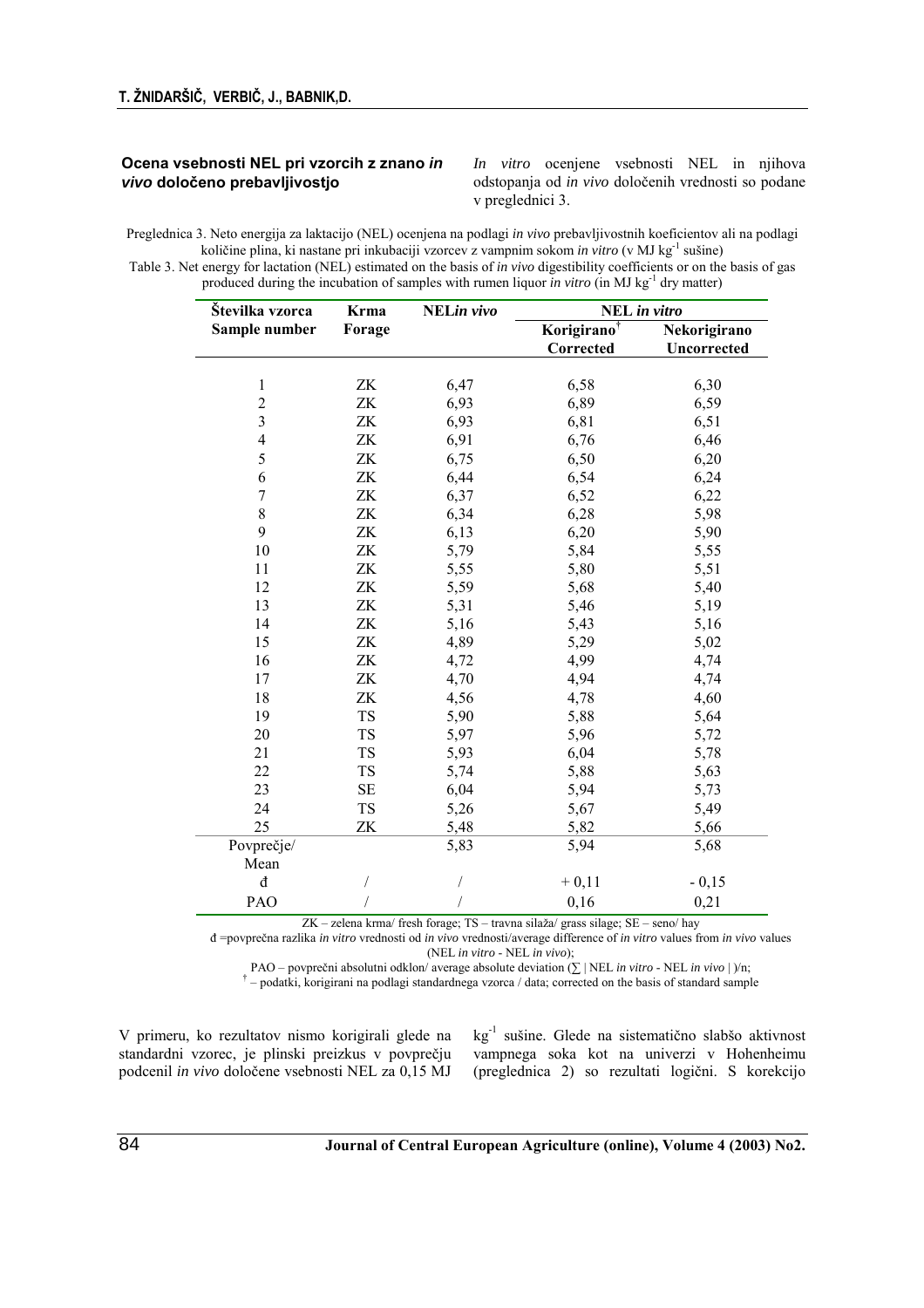### Ocena vsebnosti NEL pri vzorcih z znano *in vivo* določeno prebavljivostjo

*In vitro* ocenjene vsebnosti NEL in njihova odstopanja od *in vivo* določenih vrednosti so podane v preglednici 3.

Preglednica 3. Neto energija za laktacijo (NEL) ocenjena na podlagi *in vivo* prebavljivostnih koeficientov ali na podlagi količine plina, ki nastane pri inkubaciji vzorcev z vampnim sokom *in vitro* (v MJ $kg^{-1}$ sušine)

Table 3. Net energy for lactation (NEL) estimated on the basis of *in vivo* digestibility coefficients or on the basis of gas produced during the incubation of samples with rumen liquor *in vitro* (in MJ $kg^{-1}$ dry matter)

| Številka vzorca Sample number | Krma Forage | NEL *in vivo* | NEL *in vitro* | |
|---|---|---|---|---|
| | | | Korigirano[†] Corrected | Nekorigirano Uncorrected |
| 1 | ZK | 6,47 | 6,58 | 6,30 |
| 2 | ZK | 6,93 | 6,89 | 6,59 |
| 3 | ZK | 6,93 | 6,81 | 6,51 |
| 4 | ZK | 6,91 | 6,76 | 6,46 |
| 5 | ZK | 6,75 | 6,50 | 6,20 |
| 6 | ZK | 6,44 | 6,54 | 6,24 |
| 7 | ZK | 6,37 | 6,52 | 6,22 |
| 8 | ZK | 6,34 | 6,28 | 5,98 |
| 9 | ZK | 6,13 | 6,20 | 5,90 |
| 10 | ZK | 5,79 | 5,84 | 5,55 |
| 11 | ZK | 5,55 | 5,80 | 5,51 |
| 12 | ZK | 5,59 | 5,68 | 5,40 |
| 13 | ZK | 5,31 | 5,46 | 5,19 |
| 14 | ZK | 5,16 | 5,43 | 5,16 |
| 15 | ZK | 4,89 | 5,29 | 5,02 |
| 16 | ZK | 4,72 | 4,99 | 4,74 |
| 17 | ZK | 4,70 | 4,94 | 4,74 |
| 18 | ZK | 4,56 | 4,78 | 4,60 |
| 19 | TS | 5,90 | 5,88 | 5,64 |
| 20 | TS | 5,97 | 5,96 | 5,72 |
| 21 | TS | 5,93 | 6,04 | 5,78 |
| 22 | TS | 5,74 | 5,88 | 5,63 |
| 23 | SE | 6,04 | 5,94 | 5,73 |
| 24 | TS | 5,26 | 5,67 | 5,49 |
| 25 | ZK | 5,48 | 5,82 | 5,66 |
| Povprečje/ Mean | | 5,83 | 5,94 | 5,68 |
| đ | / | / | + 0,11 | - 0,15 |
| PAO | / | / | 0,16 | 0,21 |

ZK – zelena krma/ fresh forage; TS – travna silaža/ grass silage; SE – seno/ hay

đ =povprečna razlika *in vitro* vrednosti od *in vivo* vrednosti/average difference of *in vitro* values from *in vivo* values (NEL *in vitro* - NEL *in vivo*);

PAO – povprečni absolutni odklon/ average absolute deviation ($\sum$ | NEL *in vitro* - NEL *in vivo* | )/n;

[†] – podatki, korigirani na podlagi standardnega vzorca / data; corrected on the basis of standard sample

V primeru, ko rezultatov nismo korigirali glede na standardni vzorec, je plinski preizkus v povprečju podcenil *in vivo* določene vsebnosti NEL za 0,15 MJ $kg^{-1}$ sušine. Glede na sistematično slabšo aktivnost vampnega soka kot na univerzi v Hohenheimu (preglednica 2) so rezultati logični. S korekcijo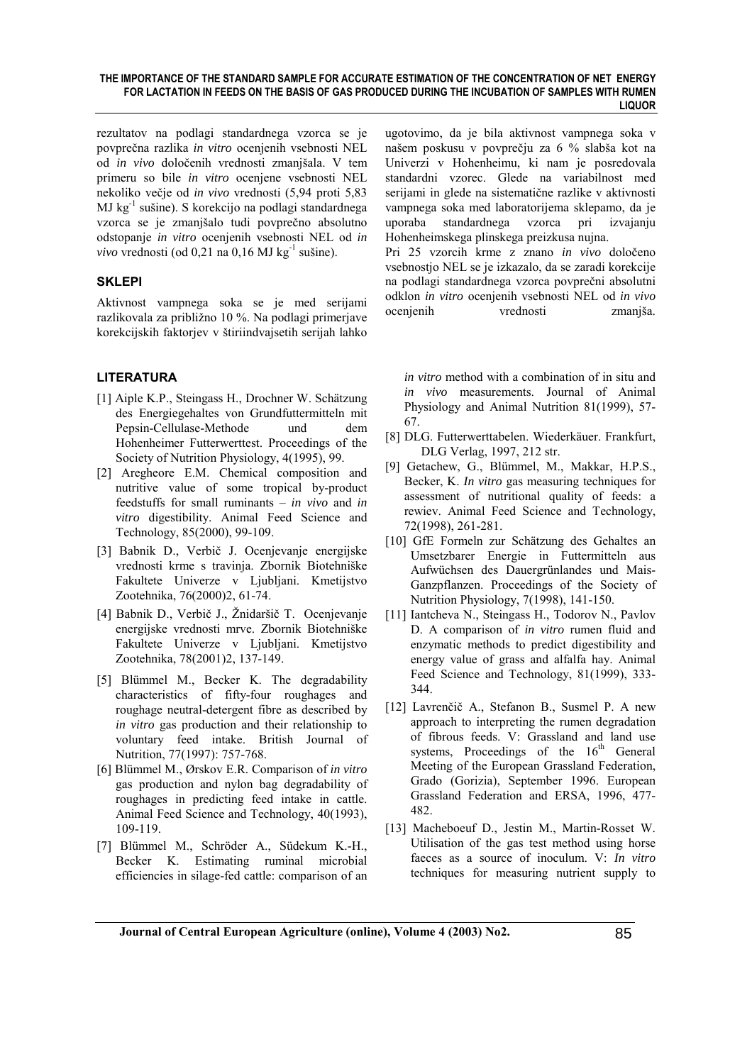rezultatov na podlagi standardnega vzorca se je povprečna razlika *in vitro* ocenjenih vsebnosti NEL od *in vivo* določenih vrednosti zmanjšala. V tem primeru so bile *in vitro* ocenjene vsebnosti NEL nekoliko večje od *in vivo* vrednosti (5,94 proti 5,83 MJ $kg^{-1}$ sušine). S korekcijo na podlagi standardnega vzorca se je zmanjšalo tudi povprečno absolutno odstopanje *in vitro* ocenjenih vsebnosti NEL od *in vivo* vrednosti (od 0,21 na 0,16 MJ $kg^{-1}$ sušine).

## SKLEPI

Aktivnost vampnega soka se je med serijami razlikovala za približno 10 %. Na podlagi primerjave korekcijskih faktorjev v štiriindvajsetih serijah lahko ugotovimo, da je bila aktivnost vampnega soka v našem poskusu v povprečju za 6 % slabša kot na Univerzi v Hohenheimu, ki nam je posredovala standardni vzorec. Glede na variabilnost med serijami in glede na sistematične razlike v aktivnosti vampnega soka med laboratorijema sklepamo, da je uporaba standardnega vzorca pri izvajanju Hohenheimskega plinskega preizkusa nujna.

Pri 25 vzorcih krme z znano *in vivo* določeno vsebnostjo NEL se je izkazalo, da se zaradi korekcije na podlagi standardnega vzorca povprečni absolutni odklon *in vitro* ocenjenih vsebnosti NEL od *in vivo* ocenjenih vrednosti zmanjša.

## LITERATURA

[1] Aiple K.P., Steingass H., Drochner W. Schätzung des Energiegehaltes von Grundfuttermitteln mit Pepsin-Cellulase-Methode und dem Hohenheimer Futterwerttest. Proceedings of the Society of Nutrition Physiology, 4(1995), 99.

[2] Aregheore E.M. Chemical composition and nutritive value of some tropical by-product feedstuffs for small ruminants – *in vivo* and *in vitro* digestibility. Animal Feed Science and Technology, 85(2000), 99-109.

[3] Babnik D., Verbič J. Ocenjevanje energijske vrednosti krme s travinja. Zbornik Biotehniške Fakultete Univerze v Ljubljani. Kmetijstvo Zootehnika, 76(2000)2, 61-74.

[4] Babnik D., Verbič J., Žnidaršič T. Ocenjevanje energijske vrednosti mrve. Zbornik Biotehniške Fakultete Univerze v Ljubljani. Kmetijstvo Zootehnika, 78(2001)2, 137-149.

[5] Blümmel M., Becker K. The degradability characteristics of fifty-four roughages and roughage neutral-detergent fibre as described by *in vitro* gas production and their relationship to voluntary feed intake. British Journal of Nutrition, 77(1997): 757-768.

[6] Blümmel M., Ørskov E.R. Comparison of *in vitro* gas production and nylon bag degradability of roughages in predicting feed intake in cattle. Animal Feed Science and Technology, 40(1993), 109-119.

[7] Blümmel M., Schröder A., Südekum K.-H., Becker K. Estimating ruminal microbial efficiencies in silage-fed cattle: comparison of an *in vitro* method with a combination of in situ and *in vivo* measurements. Journal of Animal Physiology and Animal Nutrition 81(1999), 57-67.

[8] DLG. Futterwerttabelen. Wiederkäuer. Frankfurt, DLG Verlag, 1997, 212 str.

[9] Getachew, G., Blümmel, M., Makkar, H.P.S., Becker, K. *In vitro* gas measuring techniques for assessment of nutritional quality of feeds: a rewiev. Animal Feed Science and Technology, 72(1998), 261-281.

[10] GfE Formeln zur Schätzung des Gehaltes an Umsetzbarer Energie in Futtermitteln aus Aufwüchsen des Dauergrünlandes und Mais-Ganzpflanzen. Proceedings of the Society of Nutrition Physiology, 7(1998), 141-150.

[11] Iantcheva N., Steingass H., Todorov N., Pavlov D. A comparison of *in vitro* rumen fluid and enzymatic methods to predict digestibility and energy value of grass and alfalfa hay. Animal Feed Science and Technology, 81(1999), 333-344.

[12] Lavrenčič A., Stefanon B., Susmel P. A new approach to interpreting the rumen degradation of fibrous feeds. V: Grassland and land use systems, Proceedings of the 16th General Meeting of the European Grassland Federation, Grado (Gorizia), September 1996. European Grassland Federation and ERSA, 1996, 477-482.

[13] Macheboeuf D., Jestin M., Martin-Rosset W. Utilisation of the gas test method using horse faeces as a source of inoculum. V: *In vitro* techniques for measuring nutrient supply to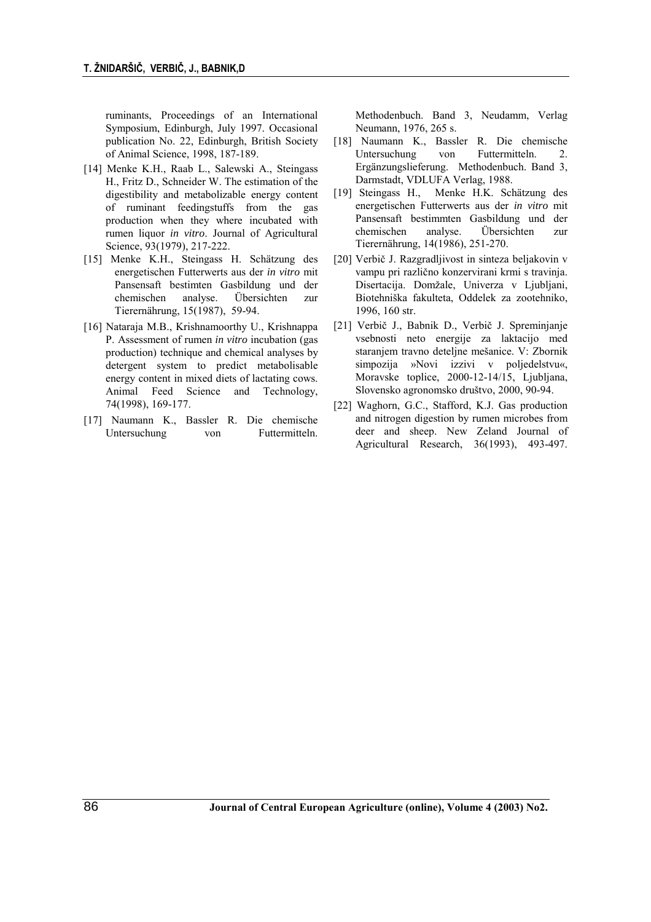ruminants, Proceedings of an International Symposium, Edinburgh, July 1997. Occasional publication No. 22, Edinburgh, British Society of Animal Science, 1998, 187-189.

[14] Menke K.H., Raab L., Salewski A., Steingass H., Fritz D., Schneider W. The estimation of the digestibility and metabolizable energy content of ruminant feedingstuffs from the gas production when they where incubated with rumen liquor *in vitro*. Journal of Agricultural Science, 93(1979), 217-222.

[15] Menke K.H., Steingass H. Schätzung des energetischen Futterwerts aus der *in vitro* mit Pansensaft bestimten Gasbildung und der chemischen analyse. Übersichten zur Tierernährung, 15(1987), 59-94.

[16] Nataraja M.B., Krishnamoorthy U., Krishnappa P. Assessment of rumen *in vitro* incubation (gas production) technique and chemical analyses by detergent system to predict metabolisable energy content in mixed diets of lactating cows. Animal Feed Science and Technology, 74(1998), 169-177.

[17] Naumann K., Bassler R. Die chemische Untersuchung von Futtermitteln. Methodenbuch. Band 3, Neudamm, Verlag Neumann, 1976, 265 s.

[18] Naumann K., Bassler R. Die chemische Untersuchung von Futtermitteln. 2. Ergänzungslieferung. Methodenbuch. Band 3, Darmstadt, VDLUFA Verlag, 1988.

[19] Steingass H., Menke H.K. Schätzung des energetischen Futterwerts aus der *in vitro* mit Pansensaft bestimmten Gasbildung und der chemischen analyse. Übersichten zur Tierernährung, 14(1986), 251-270.

[20] Verbič J. Razgradljivost in sinteza beljakovin v vampu pri različno konzervirani krmi s travinja. Disertacija. Domžale, Univerza v Ljubljani, Biotehniška fakulteta, Oddelek za zootehniko, 1996, 160 str.

[21] Verbič J., Babnik D., Verbič J. Spreminjanje vsebnosti neto energije za laktacijo med staranjem travno deteljne mešanice. V: Zbornik simpozija »Novi izzivi v poljedelstvu«, Moravske toplice, 2000-12-14/15, Ljubljana, Slovensko agronomsko društvo, 2000, 90-94.

[22] Waghorn, G.C., Stafford, K.J. Gas production and nitrogen digestion by rumen microbes from deer and sheep. New Zeland Journal of Agricultural Research, 36(1993), 493-497.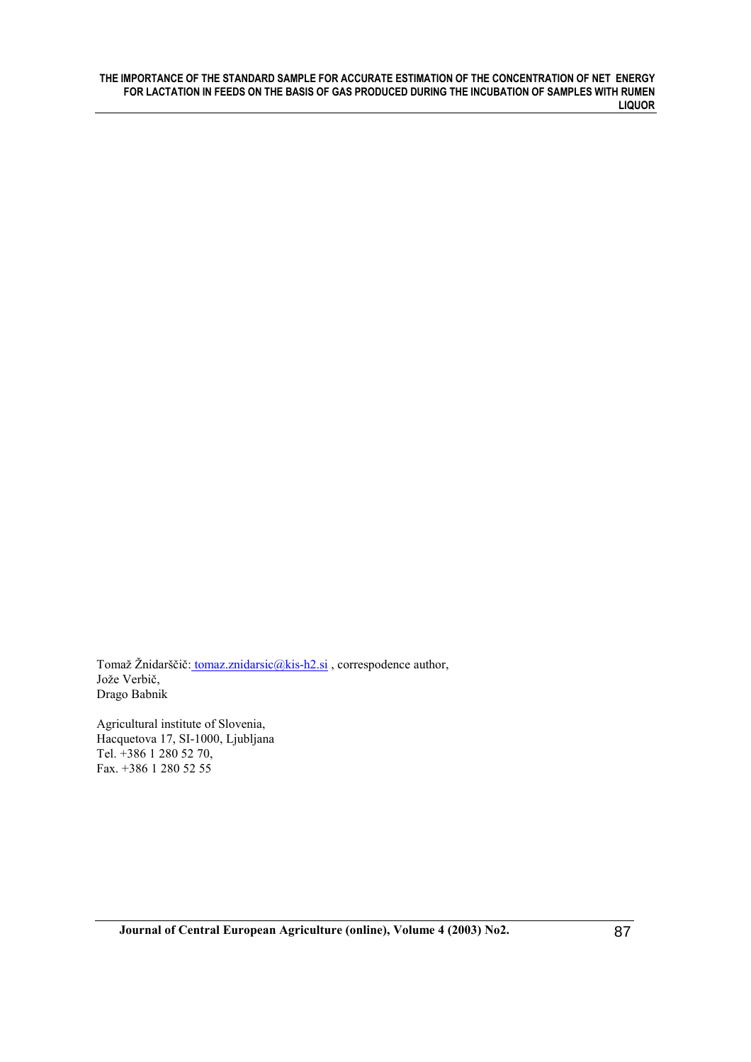Tomaž Žnidarščič: tomaz.znidarsic@kis-h2.si , correspodence author,
Jože Verbič,
Drago Babnik

Agricultural institute of Slovenia,
Hacquetova 17, SI-1000, Ljubljana
Tel. +386 1 280 52 70,
Fax. +386 1 280 52 55